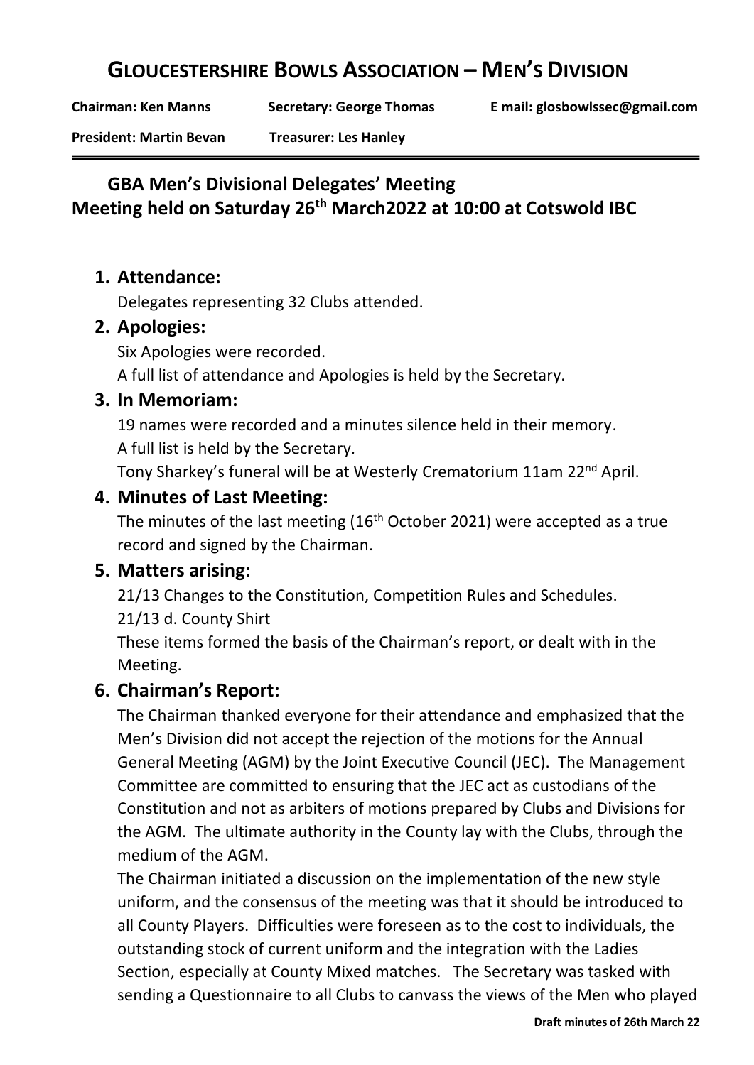# GLOUCESTERSHIRE BOWLS ASSOCIATION – MEN'S DIVISION

**Chairman: Ken Manns** **Secretary: George Thomas** **E mail: glosbowlssec@gmail.com**

**President: Martin Bevan** **Treasurer: Les Hanley**

## GBA Men's Divisional Delegates' Meeting
## Meeting held on Saturday 26th March2022 at 10:00 at Cotswold IBC

### 1. Attendance:

Delegates representing 32 Clubs attended.

### 2. Apologies:

Six Apologies were recorded.

A full list of attendance and Apologies is held by the Secretary.

### 3. In Memoriam:

19 names were recorded and a minutes silence held in their memory.

A full list is held by the Secretary.

Tony Sharkey's funeral will be at Westerly Crematorium 11am 22nd April.

### 4. Minutes of Last Meeting:

The minutes of the last meeting (16th October 2021) were accepted as a true record and signed by the Chairman.

### 5. Matters arising:

21/13 Changes to the Constitution, Competition Rules and Schedules.

21/13 d. County Shirt

These items formed the basis of the Chairman's report, or dealt with in the Meeting.

### 6. Chairman's Report:

The Chairman thanked everyone for their attendance and emphasized that the Men's Division did not accept the rejection of the motions for the Annual General Meeting (AGM) by the Joint Executive Council (JEC). The Management Committee are committed to ensuring that the JEC act as custodians of the Constitution and not as arbiters of motions prepared by Clubs and Divisions for the AGM. The ultimate authority in the County lay with the Clubs, through the medium of the AGM.

The Chairman initiated a discussion on the implementation of the new style uniform, and the consensus of the meeting was that it should be introduced to all County Players. Difficulties were foreseen as to the cost to individuals, the outstanding stock of current uniform and the integration with the Ladies Section, especially at County Mixed matches. The Secretary was tasked with sending a Questionnaire to all Clubs to canvass the views of the Men who played

**Draft minutes of 26th March 22**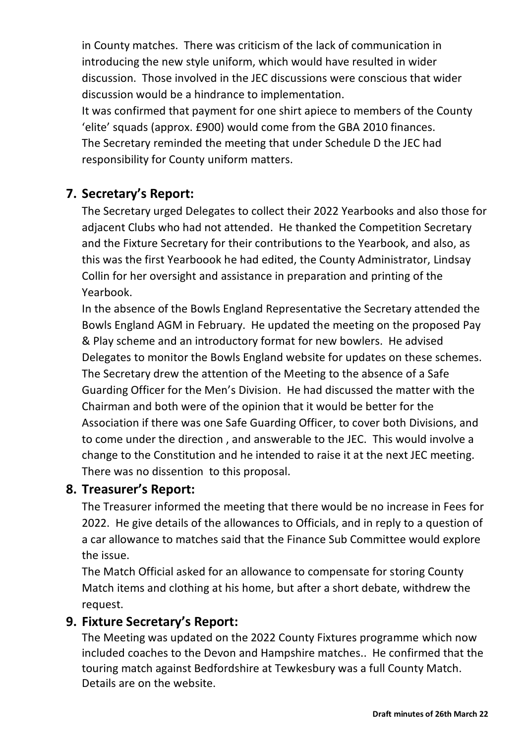in County matches. There was criticism of the lack of communication in introducing the new style uniform, which would have resulted in wider discussion. Those involved in the JEC discussions were conscious that wider discussion would be a hindrance to implementation.
It was confirmed that payment for one shirt apiece to members of the County 'elite' squads (approx. £900) would come from the GBA 2010 finances.
The Secretary reminded the meeting that under Schedule D the JEC had responsibility for County uniform matters.

## 7. Secretary's Report:

The Secretary urged Delegates to collect their 2022 Yearbooks and also those for adjacent Clubs who had not attended. He thanked the Competition Secretary and the Fixture Secretary for their contributions to the Yearbook, and also, as this was the first Yearboook he had edited, the County Administrator, Lindsay Collin for her oversight and assistance in preparation and printing of the Yearbook.
In the absence of the Bowls England Representative the Secretary attended the Bowls England AGM in February. He updated the meeting on the proposed Pay & Play scheme and an introductory format for new bowlers. He advised Delegates to monitor the Bowls England website for updates on these schemes.
The Secretary drew the attention of the Meeting to the absence of a Safe Guarding Officer for the Men's Division. He had discussed the matter with the Chairman and both were of the opinion that it would be better for the Association if there was one Safe Guarding Officer, to cover both Divisions, and to come under the direction , and answerable to the JEC. This would involve a change to the Constitution and he intended to raise it at the next JEC meeting.
There was no dissention to this proposal.

## 8. Treasurer's Report:

The Treasurer informed the meeting that there would be no increase in Fees for 2022. He give details of the allowances to Officials, and in reply to a question of a car allowance to matches said that the Finance Sub Committee would explore the issue.
The Match Official asked for an allowance to compensate for storing County Match items and clothing at his home, but after a short debate, withdrew the request.

## 9. Fixture Secretary's Report:

The Meeting was updated on the 2022 County Fixtures programme which now included coaches to the Devon and Hampshire matches.. He confirmed that the touring match against Bedfordshire at Tewkesbury was a full County Match. Details are on the website.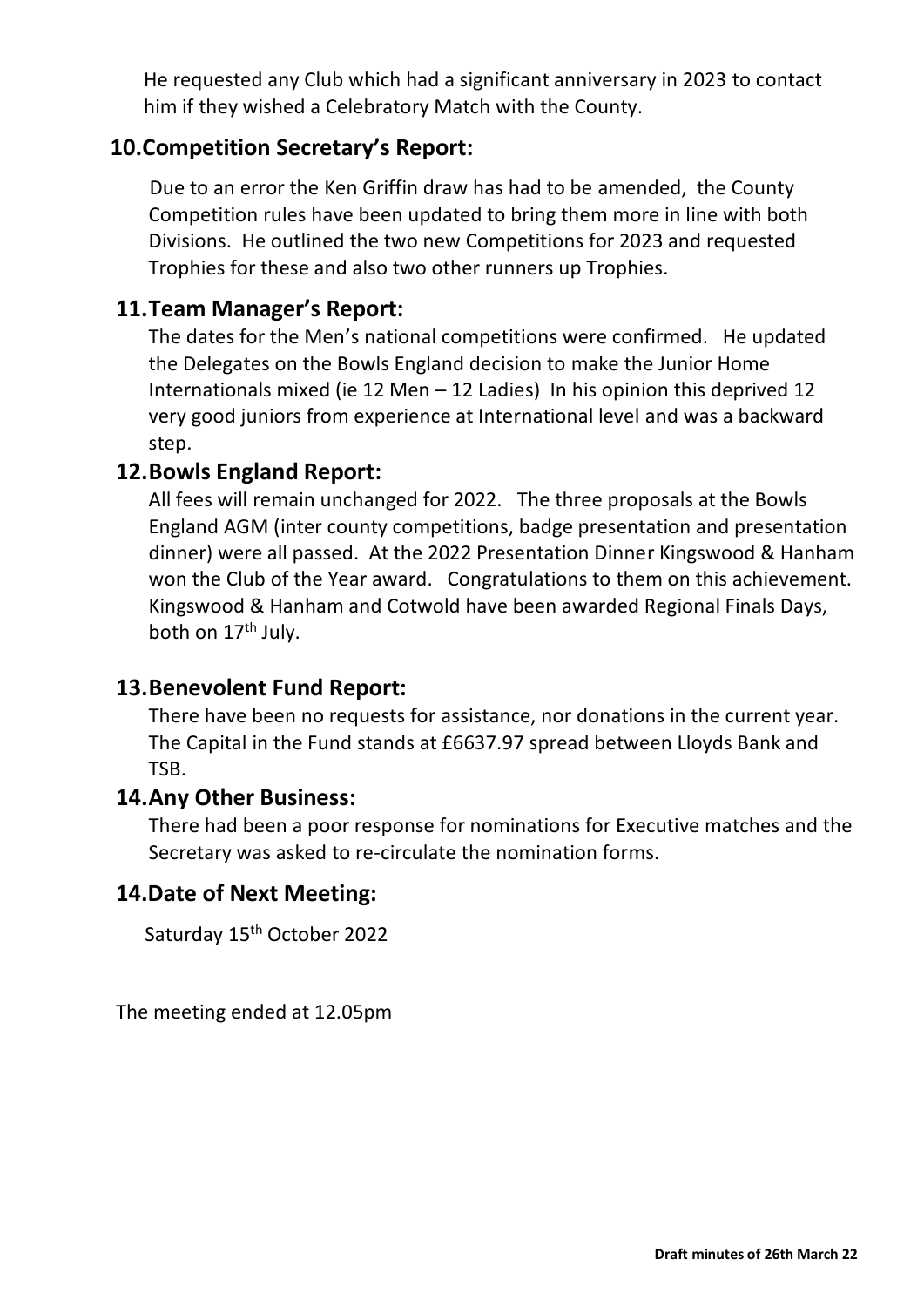He requested any Club which had a significant anniversary in 2023 to contact him if they wished a Celebratory Match with the County.

## 10. Competition Secretary's Report:

Due to an error the Ken Griffin draw has had to be amended, the County Competition rules have been updated to bring them more in line with both Divisions. He outlined the two new Competitions for 2023 and requested Trophies for these and also two other runners up Trophies.

## 11. Team Manager's Report:

The dates for the Men's national competitions were confirmed. He updated the Delegates on the Bowls England decision to make the Junior Home Internationals mixed (ie 12 Men – 12 Ladies) In his opinion this deprived 12 very good juniors from experience at International level and was a backward step.

## 12. Bowls England Report:

All fees will remain unchanged for 2022. The three proposals at the Bowls England AGM (inter county competitions, badge presentation and presentation dinner) were all passed. At the 2022 Presentation Dinner Kingswood & Hanham won the Club of the Year award. Congratulations to them on this achievement. Kingswood & Hanham and Cotwold have been awarded Regional Finals Days, both on 17th July.

## 13. Benevolent Fund Report:

There have been no requests for assistance, nor donations in the current year. The Capital in the Fund stands at £6637.97 spread between Lloyds Bank and TSB.

## 14. Any Other Business:

There had been a poor response for nominations for Executive matches and the Secretary was asked to re-circulate the nomination forms.

## 14. Date of Next Meeting:

Saturday 15th October 2022

The meeting ended at 12.05pm

**Draft minutes of 26th March 22**